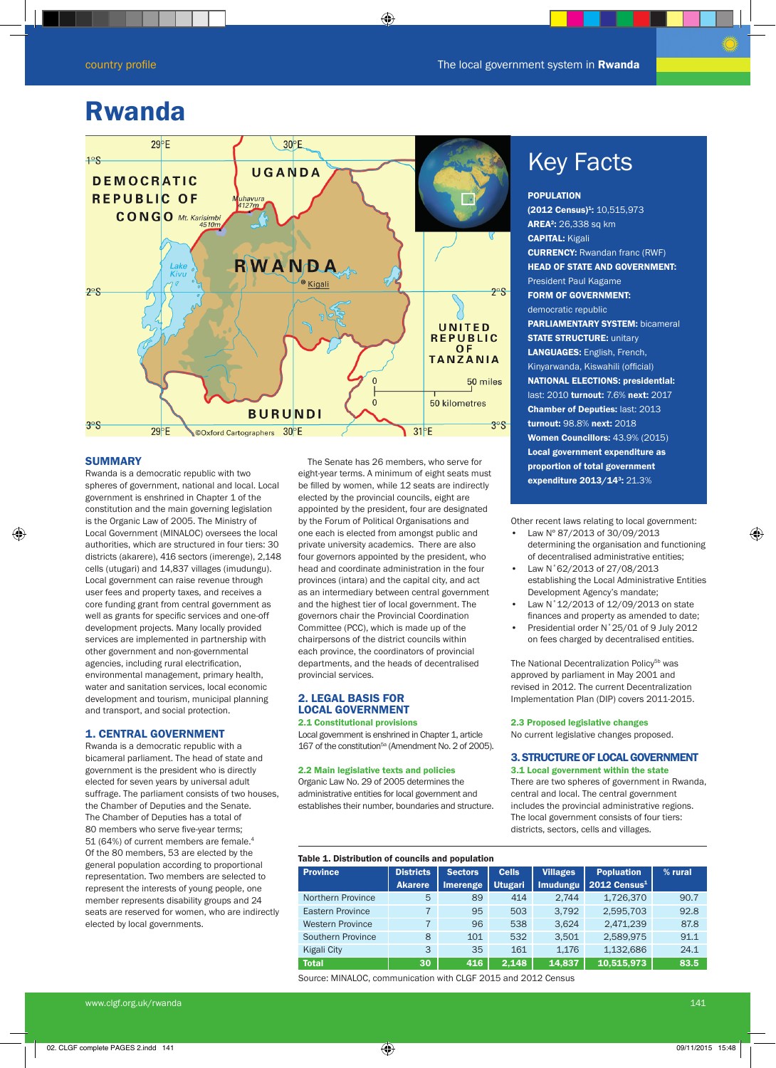# Rwanda

## Key Facts

**POPULATION (2012 Census)[1]:** 10,515,973
**AREA[2]:** 26,338 sq km
**CAPITAL:** Kigali
**CURRENCY:** Rwandan franc (RWF)
**HEAD OF STATE AND GOVERNMENT:** President Paul Kagame
**FORM OF GOVERNMENT:** democratic republic
**PARLIAMENTARY SYSTEM:** bicameral
**STATE STRUCTURE:** unitary
**LANGUAGES:** English, French, Kinyarwanda, Kiswahili (official)
**NATIONAL ELECTIONS: presidential:** last: 2010 **turnout:** 7.6% **next:** 2017
**Chamber of Deputies:** last: 2013 **turnout:** 98.8% **next:** 2018
**Women Councillors:** 43.9% (2015)
**Local government expenditure as proportion of total government expenditure 2013/14[3]:** 21.3%

## SUMMARY

Rwanda is a democratic republic with two spheres of government, national and local. Local government is enshrined in Chapter 1 of the constitution and the main governing legislation is the Organic Law of 2005. The Ministry of Local Government (MINALOC) oversees the local authorities, which are structured in four tiers: 30 districts (akarere), 416 sectors (imerenge), 2,148 cells (utugari) and 14,837 villages (imudungu). Local government can raise revenue through user fees and property taxes, and receives a core funding grant from central government as well as grants for specific services and one-off development projects. Many locally provided services are implemented in partnership with other government and non-governmental agencies, including rural electrification, environmental management, primary health, water and sanitation services, local economic development and tourism, municipal planning and transport, and social protection.

## 1. CENTRAL GOVERNMENT

Rwanda is a democratic republic with a bicameral parliament. The head of state and government is the president who is directly elected for seven years by universal adult suffrage. The parliament consists of two houses, the Chamber of Deputies and the Senate. The Chamber of Deputies has a total of 80 members who serve five-year terms; 51 (64%) of current members are female.[4] Of the 80 members, 53 are elected by the general population according to proportional representation. Two members are selected to represent the interests of young people, one member represents disability groups and 24 seats are reserved for women, who are indirectly elected by local governments.

The Senate has 26 members, who serve for eight-year terms. A minimum of eight seats must be filled by women, while 12 seats are indirectly elected by the provincial councils, eight are appointed by the president, four are designated by the Forum of Political Organisations and one each is elected from amongst public and private university academics. There are also four governors appointed by the president, who head and coordinate administration in the four provinces (intara) and the capital city, and act as an intermediary between central government and the highest tier of local government. The governors chair the Provincial Coordination Committee (PCC), which is made up of the chairpersons of the district councils within each province, the coordinators of provincial departments, and the heads of decentralised provincial services.

## 2. LEGAL BASIS FOR LOCAL GOVERNMENT

### 2.1 Constitutional provisions

Local government is enshrined in Chapter 1, article 167 of the constitution[5a] (Amendment No. 2 of 2005).

### 2.2 Main legislative texts and policies

Organic Law No. 29 of 2005 determines the administrative entities for local government and establishes their number, boundaries and structure.

Other recent laws relating to local government:

- Law Nº 87/2013 of 30/09/2013 determining the organisation and functioning of decentralised administrative entities;
- Law N˚62/2013 of 27/08/2013 establishing the Local Administrative Entities Development Agency's mandate;
- Law N˚12/2013 of 12/09/2013 on state finances and property as amended to date;
- Presidential order N˚25/01 of 9 July 2012 on fees charged by decentralised entities.

The National Decentralization Policy[5b] was approved by parliament in May 2001 and revised in 2012. The current Decentralization Implementation Plan (DIP) covers 2011-2015.

### 2.3 Proposed legislative changes

No current legislative changes proposed.

## 3. STRUCTURE OF LOCAL GOVERNMENT

### 3.1 Local government within the state

There are two spheres of government in Rwanda, central and local. The central government includes the provincial administrative regions. The local government consists of four tiers: districts, sectors, cells and villages.

**Table 1. Distribution of councils and population**

| Province | Districts Akarere | Sectors Imerenge | Cells Utugari | Villages Imudungu | Popluation 2012 Census[1] | % rural |
|---|---|---|---|---|---|---|
| Northern Province | 5 | 89 | 414 | 2,744 | 1,726,370 | 90.7 |
| Eastern Province | 7 | 95 | 503 | 3,792 | 2,595,703 | 92.8 |
| Western Province | 7 | 96 | 538 | 3,624 | 2,471,239 | 87.8 |
| Southern Province | 8 | 101 | 532 | 3,501 | 2,589,975 | 91.1 |
| Kigali City | 3 | 35 | 161 | 1,176 | 1,132,686 | 24.1 |
| **Total** | **30** | **416** | **2,148** | **14,837** | **10,515,973** | **83.5** |

Source: MINALOC, communication with CLGF 2015 and 2012 Census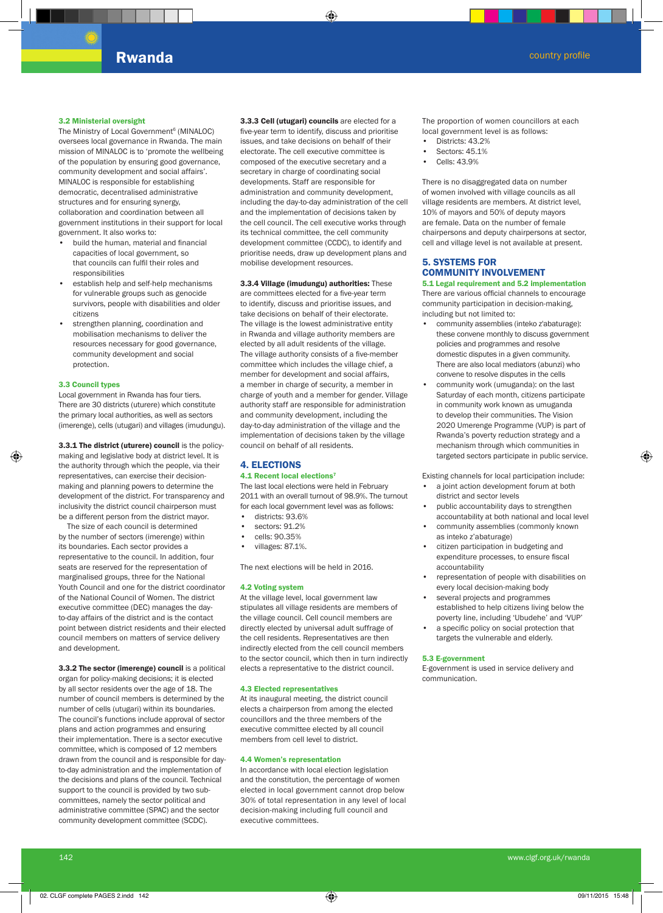### 3.2 Ministerial oversight

The Ministry of Local Government[6] (MINALOC) oversees local governance in Rwanda. The main mission of MINALOC is to 'promote the wellbeing of the population by ensuring good governance, community development and social affairs'. MINALOC is responsible for establishing democratic, decentralised administrative structures and for ensuring synergy, collaboration and coordination between all government institutions in their support for local government. It also works to:

- build the human, material and financial capacities of local government, so that councils can fulfil their roles and responsibilities
- establish help and self-help mechanisms for vulnerable groups such as genocide survivors, people with disabilities and older citizens
- strengthen planning, coordination and mobilisation mechanisms to deliver the resources necessary for good governance, community development and social protection.

### 3.3 Council types

Local government in Rwanda has four tiers. There are 30 districts (uturere) which constitute the primary local authorities, as well as sectors (imerenge), cells (utugari) and villages (imudungu).

**3.3.1 The district (uturere) council** is the policy-making and legislative body at district level. It is the authority through which the people, via their representatives, can exercise their decision-making and planning powers to determine the development of the district. For transparency and inclusivity the district council chairperson must be a different person from the district mayor.

The size of each council is determined by the number of sectors (imerenge) within its boundaries. Each sector provides a representative to the council. In addition, four seats are reserved for the representation of marginalised groups, three for the National Youth Council and one for the district coordinator of the National Council of Women. The district executive committee (DEC) manages the day-to-day affairs of the district and is the contact point between district residents and their elected council members on matters of service delivery and development.

**3.3.2 The sector (imerenge) council** is a political organ for policy-making decisions; it is elected by all sector residents over the age of 18. The number of council members is determined by the number of cells (utugari) within its boundaries. The council's functions include approval of sector plans and action programmes and ensuring their implementation. There is a sector executive committee, which is composed of 12 members drawn from the council and is responsible for day-to-day administration and the implementation of the decisions and plans of the council. Technical support to the council is provided by two sub-committees, namely the sector political and administrative committee (SPAC) and the sector community development committee (SCDC).

**3.3.3 Cell (utugari) councils** are elected for a five-year term to identify, discuss and prioritise issues, and take decisions on behalf of their electorate. The cell executive committee is composed of the executive secretary and a secretary in charge of coordinating social developments. Staff are responsible for administration and community development, including the day-to-day administration of the cell and the implementation of decisions taken by the cell council. The cell executive works through its technical committee, the cell community development committee (CCDC), to identify and prioritise needs, draw up development plans and mobilise development resources.

**3.3.4 Village (imudungu) authorities:** These are committees elected for a five-year term to identify, discuss and prioritise issues, and take decisions on behalf of their electorate. The village is the lowest administrative entity in Rwanda and village authority members are elected by all adult residents of the village. The village authority consists of a five-member committee which includes the village chief, a member for development and social affairs, a member in charge of security, a member in charge of youth and a member for gender. Village authority staff are responsible for administration and community development, including the day-to-day administration of the village and the implementation of decisions taken by the village council on behalf of all residents.

## 4. ELECTIONS

### 4.1 Recent local elections[7]

The last local elections were held in February 2011 with an overall turnout of 98.9%. The turnout for each local government level was as follows:

- districts: 93.6%
- sectors: 91.2%
- cells: 90.35%
- villages: 87.1%.

The next elections will be held in 2016.

### 4.2 Voting system

At the village level, local government law stipulates all village residents are members of the village council. Cell council members are directly elected by universal adult suffrage of the cell residents. Representatives are then indirectly elected from the cell council members to the sector council, which then in turn indirectly elects a representative to the district council.

### 4.3 Elected representatives

At its inaugural meeting, the district council elects a chairperson from among the elected councillors and the three members of the executive committee elected by all council members from cell level to district.

### 4.4 Women's representation

In accordance with local election legislation and the constitution, the percentage of women elected in local government cannot drop below 30% of total representation in any level of local decision-making including full council and executive committees.

The proportion of women councillors at each local government level is as follows:

- Districts: 43.2%
- Sectors: 45.1%
- Cells: 43.9%

There is no disaggregated data on number of women involved with village councils as all village residents are members. At district level, 10% of mayors and 50% of deputy mayors are female. Data on the number of female chairpersons and deputy chairpersons at sector, cell and village level is not available at present.

## 5. SYSTEMS FOR COMMUNITY INVOLVEMENT

### 5.1 Legal requirement and 5.2 Implementation

There are various official channels to encourage community participation in decision-making, including but not limited to:

- community assemblies (inteko z'abaturage): these convene monthly to discuss government policies and programmes and resolve domestic disputes in a given community. There are also local mediators (abunzi) who convene to resolve disputes in the cells
- community work (umuganda): on the last Saturday of each month, citizens participate in community work known as umuganda to develop their communities. The Vision 2020 Umerenge Programme (VUP) is part of Rwanda's poverty reduction strategy and a mechanism through which communities in targeted sectors participate in public service.

Existing channels for local participation include:

- a joint action development forum at both district and sector levels
- public accountability days to strengthen accountability at both national and local level
- community assemblies (commonly known as inteko z'abaturage)
- citizen participation in budgeting and expenditure processes, to ensure fiscal accountability
- representation of people with disabilities on every local decision-making body
- several projects and programmes established to help citizens living below the poverty line, including 'Ubudehe' and 'VUP'
- a specific policy on social protection that targets the vulnerable and elderly.

### 5.3 E-government

E-government is used in service delivery and communication.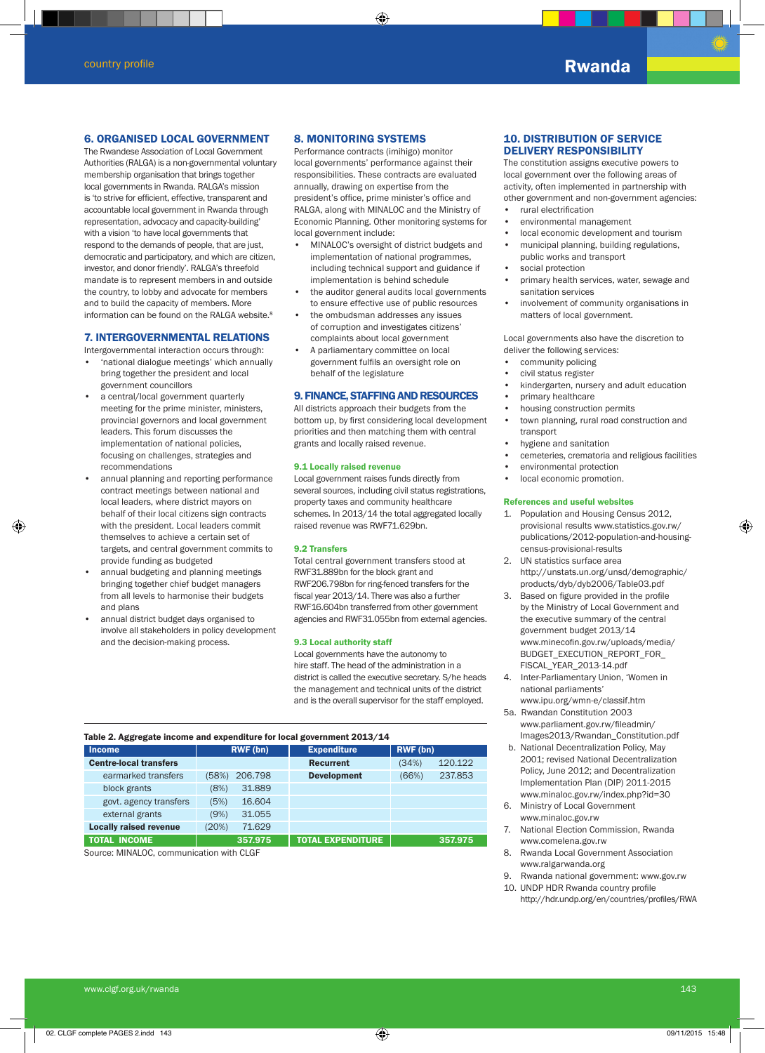## 6. ORGANISED LOCAL GOVERNMENT

The Rwandese Association of Local Government Authorities (RALGA) is a non-governmental voluntary membership organisation that brings together local governments in Rwanda. RALGA's mission is 'to strive for efficient, effective, transparent and accountable local government in Rwanda through representation, advocacy and capacity-building' with a vision 'to have local governments that respond to the demands of people, that are just, democratic and participatory, and which are citizen, investor, and donor friendly'. RALGA's threefold mandate is to represent members in and outside the country, to lobby and advocate for members and to build the capacity of members. More information can be found on the RALGA website.[8]

## 7. INTERGOVERNMENTAL RELATIONS

Intergovernmental interaction occurs through:

- 'national dialogue meetings' which annually bring together the president and local government councillors
- a central/local government quarterly meeting for the prime minister, ministers, provincial governors and local government leaders. This forum discusses the implementation of national policies, focusing on challenges, strategies and recommendations
- annual planning and reporting performance contract meetings between national and local leaders, where district mayors on behalf of their local citizens sign contracts with the president. Local leaders commit themselves to achieve a certain set of targets, and central government commits to provide funding as budgeted
- annual budgeting and planning meetings bringing together chief budget managers from all levels to harmonise their budgets and plans
- annual district budget days organised to involve all stakeholders in policy development and the decision-making process.

## 8. MONITORING SYSTEMS

Performance contracts (imihigo) monitor local governments' performance against their responsibilities. These contracts are evaluated annually, drawing on expertise from the president's office, prime minister's office and RALGA, along with MINALOC and the Ministry of Economic Planning. Other monitoring systems for local government include:

- MINALOC's oversight of district budgets and implementation of national programmes, including technical support and guidance if implementation is behind schedule
- the auditor general audits local governments to ensure effective use of public resources
- the ombudsman addresses any issues of corruption and investigates citizens' complaints about local government
- A parliamentary committee on local government fulfils an oversight role on behalf of the legislature

## 9. FINANCE, STAFFING AND RESOURCES

All districts approach their budgets from the bottom up, by first considering local development priorities and then matching them with central grants and locally raised revenue.

### 9.1 Locally raised revenue

Local government raises funds directly from several sources, including civil status registrations, property taxes and community healthcare schemes. In 2013/14 the total aggregated locally raised revenue was RWF71.629bn.

### 9.2 Transfers

Total central government transfers stood at RWF31.889bn for the block grant and RWF206.798bn for ring-fenced transfers for the fiscal year 2013/14. There was also a further RWF16.604bn transferred from other government agencies and RWF31.055bn from external agencies.

### 9.3 Local authority staff

Local governments have the autonomy to hire staff. The head of the administration in a district is called the executive secretary. S/he heads the management and technical units of the district and is the overall supervisor for the staff employed.

## 10. DISTRIBUTION OF SERVICE DELIVERY RESPONSIBILITY

The constitution assigns executive powers to local government over the following areas of activity, often implemented in partnership with other government and non-government agencies:

- rural electrification
- environmental management
- local economic development and tourism
- municipal planning, building regulations, public works and transport
- social protection
- primary health services, water, sewage and sanitation services
- involvement of community organisations in matters of local government.

Local governments also have the discretion to deliver the following services:

- community policing
- civil status register
- kindergarten, nursery and adult education
- primary healthcare
- housing construction permits
- town planning, rural road construction and transport
- hygiene and sanitation
- cemeteries, crematoria and religious facilities
- environmental protection
- local economic promotion.

**Table 2. Aggregate income and expenditure for local government 2013/14**

| Income | RWF (bn) | | Expenditure | RWF (bn) | |
|---|---|---|---|---|---|
| **Centre-local transfers** | | | **Recurrent** | (34%) | 120.122 |
| earmarked transfers | (58%) | 206.798 | **Development** | (66%) | 237.853 |
| block grants | (8%) | 31.889 | | | |
| govt. agency transfers | (5%) | 16.604 | | | |
| external grants | (9%) | 31.055 | | | |
| **Locally raised revenue** | (20%) | 71.629 | | | |
| **TOTAL INCOME** | | **357.975** | **TOTAL EXPENDITURE** | | **357.975** |

Source: MINALOC, communication with CLGF

### References and useful websites

1. Population and Housing Census 2012, provisional results www.statistics.gov.rw/publications/2012-population-and-housing-census-provisional-results
2. UN statistics surface area http://unstats.un.org/unsd/demographic/products/dyb/dyb2006/Table03.pdf
3. Based on figure provided in the profile by the Ministry of Local Government and the executive summary of the central government budget 2013/14 www.minecofin.gov.rw/uploads/media/BUDGET_EXECUTION_REPORT_FOR_FISCAL_YEAR_2013-14.pdf
4. Inter-Parliamentary Union, 'Women in national parliaments' www.ipu.org/wmn-e/classif.htm

5a. Rwandan Constitution 2003 www.parliament.gov.rw/fileadmin/Images2013/Rwandan_Constitution.pdf

b. National Decentralization Policy, May 2001; revised National Decentralization Policy, June 2012; and Decentralization Implementation Plan (DIP) 2011-2015 www.minaloc.gov.rw/index.php?id=30

6. Ministry of Local Government www.minaloc.gov.rw
7. National Election Commission, Rwanda www.comelena.gov.rw
8. Rwanda Local Government Association www.ralgarwanda.org
9. Rwanda national government: www.gov.rw
10. UNDP HDR Rwanda country profile http://hdr.undp.org/en/countries/profiles/RWA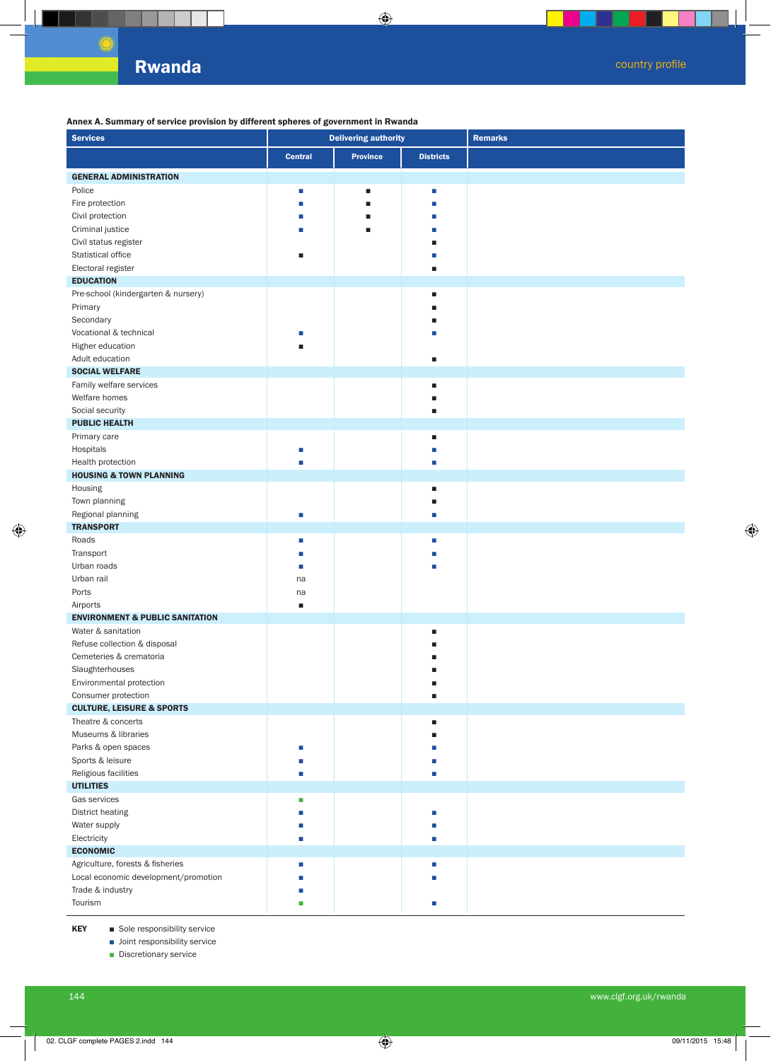**Annex A. Summary of service provision by different spheres of government in Rwanda**

| Services | Delivering authority | | | Remarks |
|---|---|---|---|---|
| | Central | Province | Districts | |
| **GENERAL ADMINISTRATION** | | | | |
| Police | ■ (joint) | ■ (sole) | ■ (joint) | |
| Fire protection | ■ (joint) | ■ (sole) | ■ (joint) | |
| Civil protection | ■ (joint) | ■ (sole) | ■ (joint) | |
| Criminal justice | ■ (joint) | ■ (sole) | ■ (joint) | |
| Civil status register | | | ■ (sole) | |
| Statistical office | ■ (sole) | | ■ (joint) | |
| Electoral register | | | ■ (sole) | |
| **EDUCATION** | | | | |
| Pre-school (kindergarten & nursery) | | | ■ (sole) | |
| Primary | | | ■ (sole) | |
| Secondary | | | ■ (sole) | |
| Vocational & technical | ■ (joint) | | ■ (joint) | |
| Higher education | ■ (sole) | | | |
| Adult education | | | ■ (sole) | |
| **SOCIAL WELFARE** | | | | |
| Family welfare services | | | ■ (sole) | |
| Welfare homes | | | ■ (sole) | |
| Social security | | | ■ (sole) | |
| **PUBLIC HEALTH** | | | | |
| Primary care | | | ■ (sole) | |
| Hospitals | ■ (joint) | | ■ (joint) | |
| Health protection | ■ (joint) | | ■ (joint) | |
| **HOUSING & TOWN PLANNING** | | | | |
| Housing | | | ■ (sole) | |
| Town planning | | | ■ (sole) | |
| Regional planning | ■ (joint) | | ■ (joint) | |
| **TRANSPORT** | | | | |
| Roads | ■ (joint) | | ■ (joint) | |
| Transport | ■ (joint) | | ■ (joint) | |
| Urban roads | ■ (joint) | | ■ (joint) | |
| Urban rail | na | | | |
| Ports | na | | | |
| Airports | ■ (sole) | | | |
| **ENVIRONMENT & PUBLIC SANITATION** | | | | |
| Water & sanitation | | | ■ (sole) | |
| Refuse collection & disposal | | | ■ (sole) | |
| Cemeteries & crematoria | | | ■ (sole) | |
| Slaughterhouses | | | ■ (sole) | |
| Environmental protection | | | ■ (sole) | |
| Consumer protection | | | ■ (sole) | |
| **CULTURE, LEISURE & SPORTS** | | | | |
| Theatre & concerts | | | ■ (sole) | |
| Museums & libraries | | | ■ (sole) | |
| Parks & open spaces | ■ (joint) | | ■ (joint) | |
| Sports & leisure | ■ (joint) | | ■ (joint) | |
| Religious facilities | ■ (joint) | | ■ (joint) | |
| **UTILITIES** | | | | |
| Gas services | ■ (discretionary) | | | |
| District heating | ■ (joint) | | ■ (joint) | |
| Water supply | ■ (joint) | | ■ (joint) | |
| Electricity | ■ (joint) | | ■ (joint) | |
| **ECONOMIC** | | | | |
| Agriculture, forests & fisheries | ■ (joint) | | ■ (joint) | |
| Local economic development/promotion | ■ (joint) | | ■ (joint) | |
| Trade & industry | ■ (joint) | | | |
| Tourism | ■ (discretionary) | | ■ (joint) | |

**KEY**

- ■ Sole responsibility service
- ■ Joint responsibility service
- ■ Discretionary service